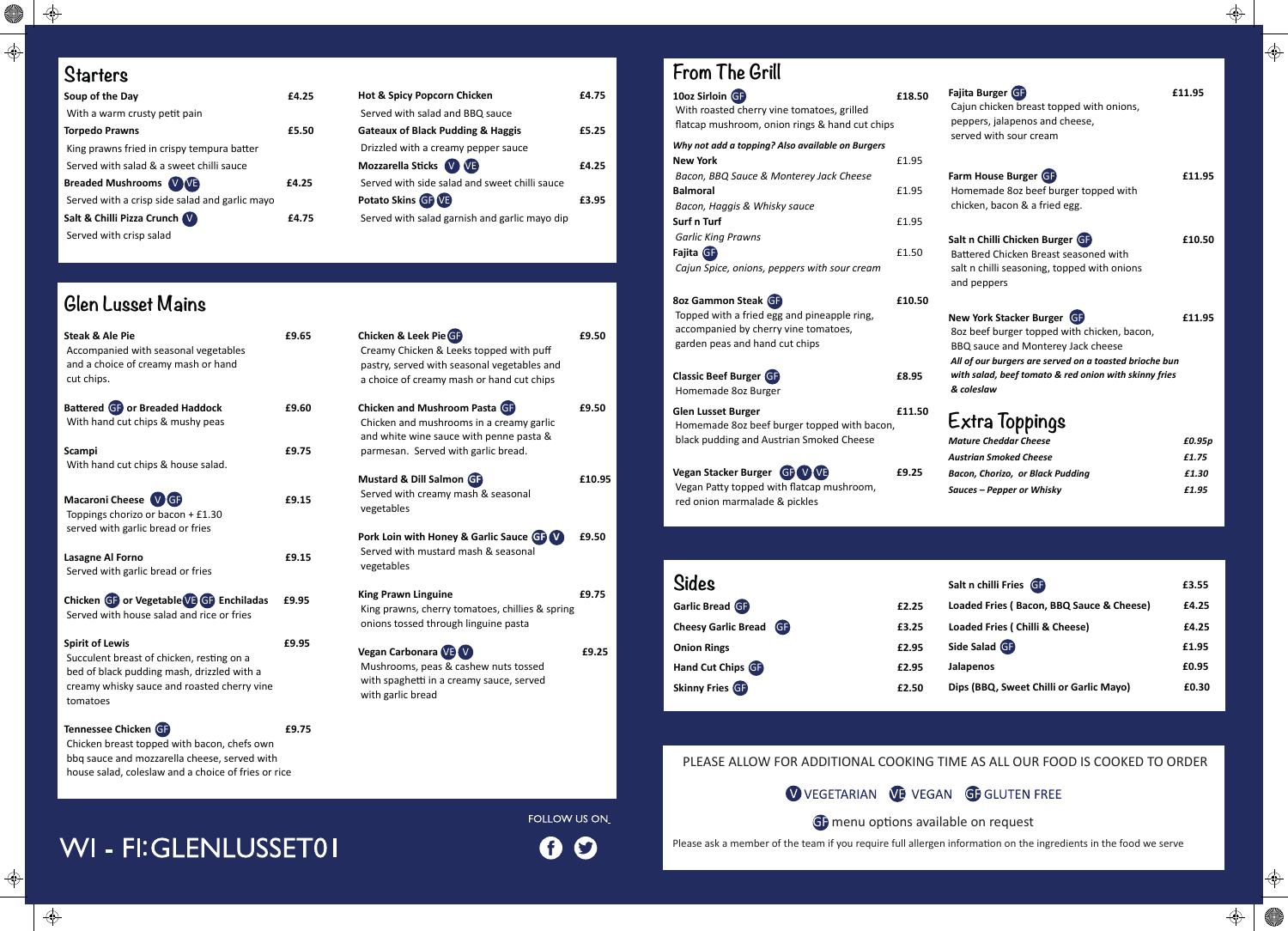## Starters

**Soup of the Day** £4.25
With a warm crusty petit pain

**Torpedo Prawns** £5.50
King prawns fried in crispy tempura batter
Served with salad & a sweet chilli sauce

**Breaded Mushrooms** V VE £4.25
Served with a crisp side salad and garlic mayo

**Salt & Chilli Pizza Crunch** V £4.75
Served with crisp salad

**Hot & Spicy Popcorn Chicken** £4.75
Served with salad and BBQ sauce

**Gateaux of Black Pudding & Haggis** £5.25
Drizzled with a creamy pepper sauce

**Mozzarella Sticks** V VE £4.25
Served with side salad and sweet chilli sauce

**Potato Skins** GF VE £3.95
Served with salad garnish and garlic mayo dip

## Glen Lusset Mains

**Steak & Ale Pie** £9.65
Accompanied with seasonal vegetables and a choice of creamy mash or hand cut chips.

**Battered** GF **or Breaded Haddock** £9.60
With hand cut chips & mushy peas

**Scampi** £9.75
With hand cut chips & house salad.

**Macaroni Cheese** V GF £9.15
Toppings chorizo or bacon + £1.30
served with garlic bread or fries

**Lasagne Al Forno** £9.15
Served with garlic bread or fries

**Chicken** GF **or Vegetable** VE GF **Enchiladas** £9.95
Served with house salad and rice or fries

**Spirit of Lewis** £9.95
Succulent breast of chicken, resting on a bed of black pudding mash, drizzled with a creamy whisky sauce and roasted cherry vine tomatoes

**Tennessee Chicken** GF £9.75
Chicken breast topped with bacon, chefs own bbq sauce and mozzarella cheese, served with house salad, coleslaw and a choice of fries or rice

**Chicken & Leek Pie** GF £9.50
Creamy Chicken & Leeks topped with puff pastry, served with seasonal vegetables and a choice of creamy mash or hand cut chips

**Chicken and Mushroom Pasta** GF £9.50
Chicken and mushrooms in a creamy garlic and white wine sauce with penne pasta & parmesan. Served with garlic bread.

**Mustard & Dill Salmon** GF £10.95
Served with creamy mash & seasonal vegetables

**Pork Loin with Honey & Garlic Sauce** GF V £9.50
Served with mustard mash & seasonal vegetables

**King Prawn Linguine** £9.75
King prawns, cherry tomatoes, chillies & spring onions tossed through linguine pasta

**Vegan Carbonara** VE V £9.25
Mushrooms, peas & cashew nuts tossed with spaghetti in a creamy sauce, served with garlic bread

## From The Grill

**10oz Sirloin** GF £18.50
With roasted cherry vine tomatoes, grilled flatcap mushroom, onion rings & hand cut chips

*Why not add a topping? Also available on Burgers*

**New York** £1.95
*Bacon, BBQ Sauce & Monterey Jack Cheese*

**Balmoral** £1.95
*Bacon, Haggis & Whisky sauce*

**Surf n Turf** £1.95
*Garlic King Prawns*

**Fajita** GF £1.50
*Cajun Spice, onions, peppers with sour cream*

**8oz Gammon Steak** GF £10.50
Topped with a fried egg and pineapple ring, accompanied by cherry vine tomatoes, garden peas and hand cut chips

**Classic Beef Burger** GF £8.95
Homemade 8oz Burger

**Glen Lusset Burger** £11.50
Homemade 8oz beef burger topped with bacon, black pudding and Austrian Smoked Cheese

**Vegan Stacker Burger** GF V VE £9.25
Vegan Patty topped with flatcap mushroom, red onion marmalade & pickles

**Fajita Burger** GF £11.95
Cajun chicken breast topped with onions, peppers, jalapenos and cheese, served with sour cream

**Farm House Burger** GF £11.95
Homemade 8oz beef burger topped with chicken, bacon & a fried egg.

**Salt n Chilli Chicken Burger** GF £10.50
Battered Chicken Breast seasoned with salt n chilli seasoning, topped with onions and peppers

**New York Stacker Burger** GF £11.95
8oz beef burger topped with chicken, bacon, BBQ sauce and Monterey Jack cheese

***All of our burgers are served on a toasted brioche bun with salad, beef tomato & red onion with skinny fries & coleslaw***

## Extra Toppings

| | |
|---|---|
| ***Mature Cheddar Cheese*** | *£0.95p* |
| ***Austrian Smoked Cheese*** | *£1.75* |
| ***Bacon, Chorizo, or Black Pudding*** | *£1.30* |
| ***Sauces – Pepper or Whisky*** | *£1.95* |

## Sides

| | |
|---|---|
| **Garlic Bread** GF | £2.25 |
| **Cheesy Garlic Bread** GF | £3.25 |
| **Onion Rings** | £2.95 |
| **Hand Cut Chips** GF | £2.95 |
| **Skinny Fries** GF | £2.50 |
| **Salt n chilli Fries** GF | £3.55 |
| **Loaded Fries ( Bacon, BBQ Sauce & Cheese)** | £4.25 |
| **Loaded Fries ( Chilli & Cheese)** | £4.25 |
| **Side Salad** GF | £1.95 |
| **Jalapenos** | £0.95 |
| **Dips (BBQ, Sweet Chilli or Garlic Mayo)** | £0.30 |

PLEASE ALLOW FOR ADDITIONAL COOKING TIME AS ALL OUR FOOD IS COOKED TO ORDER

V VEGETARIAN VE VEGAN GF GLUTEN FREE

GF menu options available on request

Please ask a member of the team if you require full allergen information on the ingredients in the food we serve

WI - FI:GLENLUSSET01

FOLLOW US ON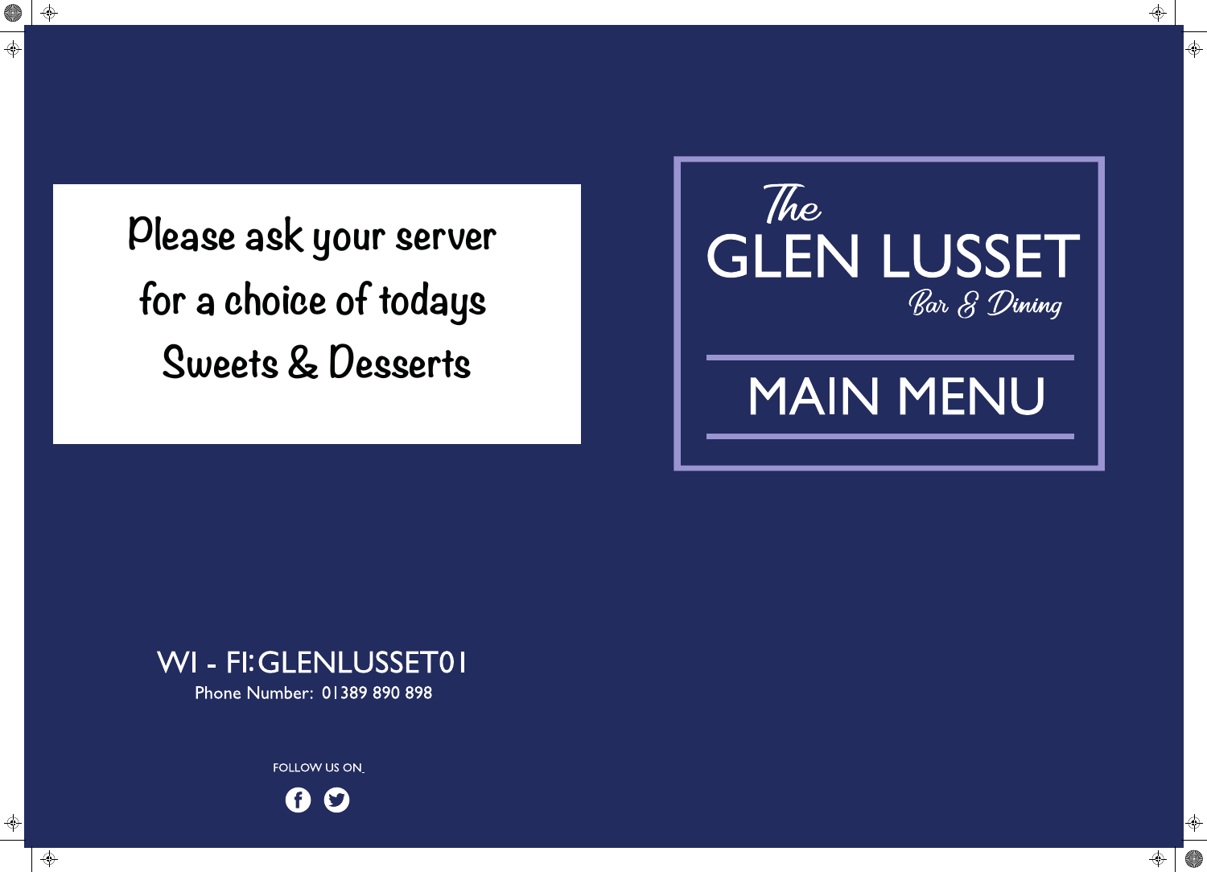Please ask your server for a choice of todays Sweets & Desserts

WI - FI: GLENLUSSET01

Phone Number: 01389 890 898

FOLLOW US ON

*The*

# GLEN LUSSET

*Bar & Dining*

## MAIN MENU